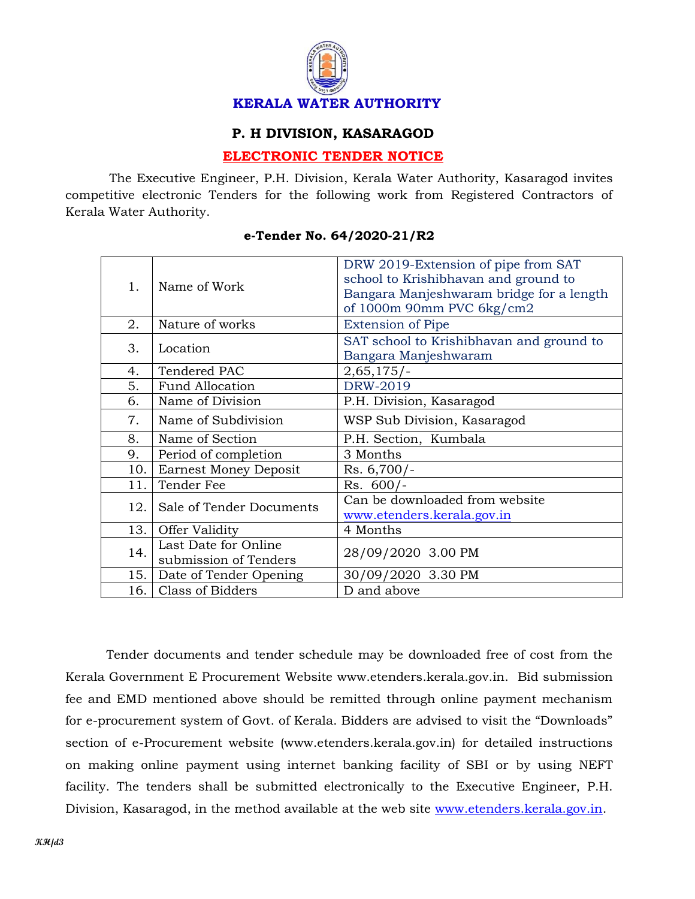# KERALA WATER AUTHORITY

## P. H DIVISION, KASARAGOD

## ELECTRONIC TENDER NOTICE

The Executive Engineer, P.H. Division, Kerala Water Authority, Kasaragod invites competitive electronic Tenders for the following work from Registered Contractors of Kerala Water Authority.

**e-Tender No. 64/2020-21/R2**

| | | |
|---|---|---|
| 1. | Name of Work | DRW 2019-Extension of pipe from SAT school to Krishibhavan and ground to Bangara Manjeshwaram bridge for a length of 1000m 90mm PVC 6kg/cm2 |
| 2. | Nature of works | Extension of Pipe |
| 3. | Location | SAT school to Krishibhavan and ground to Bangara Manjeshwaram |
| 4. | Tendered PAC | 2,65,175/- |
| 5. | Fund Allocation | DRW-2019 |
| 6. | Name of Division | P.H. Division, Kasaragod |
| 7. | Name of Subdivision | WSP Sub Division, Kasaragod |
| 8. | Name of Section | P.H. Section, Kumbala |
| 9. | Period of completion | 3 Months |
| 10. | Earnest Money Deposit | Rs. 6,700/- |
| 11. | Tender Fee | Rs. 600/- |
| 12. | Sale of Tender Documents | Can be downloaded from website www.etenders.kerala.gov.in |
| 13. | Offer Validity | 4 Months |
| 14. | Last Date for Online submission of Tenders | 28/09/2020 3.00 PM |
| 15. | Date of Tender Opening | 30/09/2020 3.30 PM |
| 16. | Class of Bidders | D and above |

Tender documents and tender schedule may be downloaded free of cost from the Kerala Government E Procurement Website www.etenders.kerala.gov.in. Bid submission fee and EMD mentioned above should be remitted through online payment mechanism for e-procurement system of Govt. of Kerala. Bidders are advised to visit the "Downloads" section of e-Procurement website (www.etenders.kerala.gov.in) for detailed instructions on making online payment using internet banking facility of SBI or by using NEFT facility. The tenders shall be submitted electronically to the Executive Engineer, P.H. Division, Kasaragod, in the method available at the web site www.etenders.kerala.gov.in.

*KH/d3*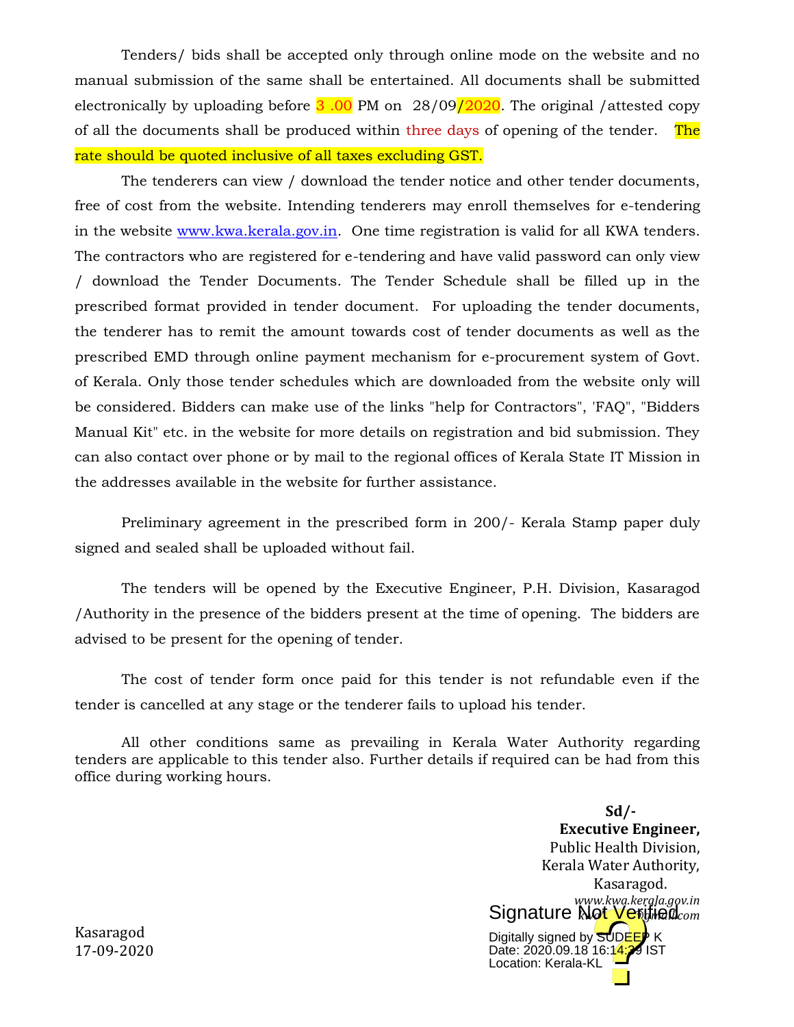Tenders/ bids shall be accepted only through online mode on the website and no manual submission of the same shall be entertained. All documents shall be submitted electronically by uploading before 3 .00 PM on 28/09/2020. The original /attested copy of all the documents shall be produced within three days of opening of the tender. The rate should be quoted inclusive of all taxes excluding GST.

The tenderers can view / download the tender notice and other tender documents, free of cost from the website. Intending tenderers may enroll themselves for e-tendering in the website www.kwa.kerala.gov.in. One time registration is valid for all KWA tenders. The contractors who are registered for e-tendering and have valid password can only view / download the Tender Documents. The Tender Schedule shall be filled up in the prescribed format provided in tender document. For uploading the tender documents, the tenderer has to remit the amount towards cost of tender documents as well as the prescribed EMD through online payment mechanism for e-procurement system of Govt. of Kerala. Only those tender schedules which are downloaded from the website only will be considered. Bidders can make use of the links "help for Contractors", 'FAQ", "Bidders Manual Kit" etc. in the website for more details on registration and bid submission. They can also contact over phone or by mail to the regional offices of Kerala State IT Mission in the addresses available in the website for further assistance.

Preliminary agreement in the prescribed form in 200/- Kerala Stamp paper duly signed and sealed shall be uploaded without fail.

The tenders will be opened by the Executive Engineer, P.H. Division, Kasaragod /Authority in the presence of the bidders present at the time of opening. The bidders are advised to be present for the opening of tender.

The cost of tender form once paid for this tender is not refundable even if the tender is cancelled at any stage or the tenderer fails to upload his tender.

All other conditions same as prevailing in Kerala Water Authority regarding tenders are applicable to this tender also. Further details if required can be had from this office during working hours.

**Sd/-**
**Executive Engineer,**
Public Health Division,
Kerala Water Authority,
Kasaragod.
*www.kwa.kerala.gov.in*

Signature Not Verified

Digitally signed by SUDEEP K
Date: 2020.09.18 16:14:39 IST
Location: Kerala-KL

Kasaragod
17-09-2020